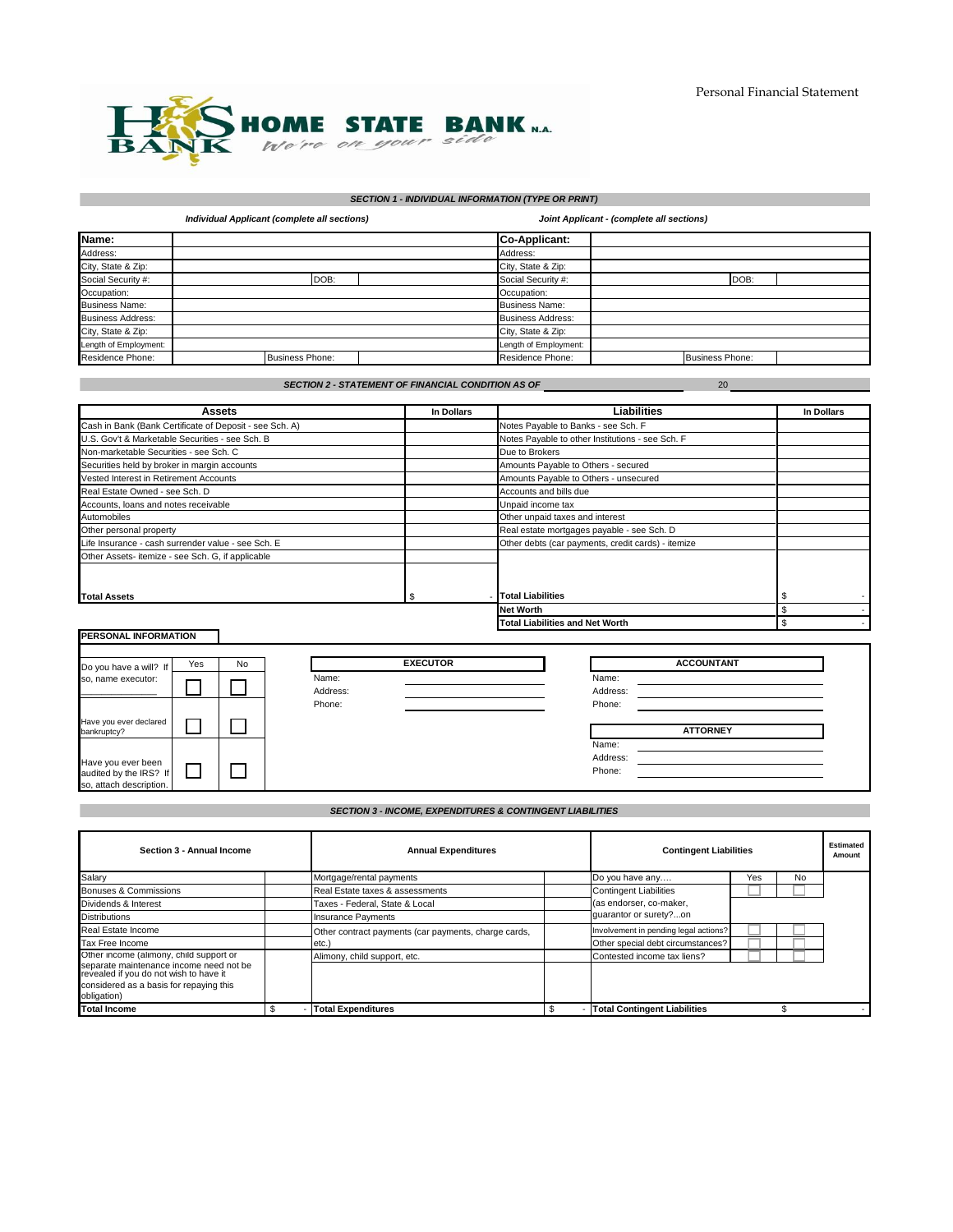Personal Financial Statement

HOME STATE BANK N.A.
We're on your side

## SECTION 1 - INDIVIDUAL INFORMATION (TYPE OR PRINT)

*Individual Applicant (complete all sections)* | *Joint Applicant - (complete all sections)*

| **Name:** | | | | **Co-Applicant:** | | | |
|---|---|---|---|---|---|---|---|
| Address: | | | | Address: | | | |
| City, State & Zip: | | | | City, State & Zip: | | | |
| Social Security #: | | DOB: | | Social Security #: | | DOB: | |
| Occupation: | | | | Occupation: | | | |
| Business Name: | | | | Business Name: | | | |
| Business Address: | | | | Business Address: | | | |
| City, State & Zip: | | | | City, State & Zip: | | | |
| Length of Employment: | | | | Length of Employment: | | | |
| Residence Phone: | | Business Phone: | | Residence Phone: | | Business Phone: | |

## SECTION 2 - STATEMENT OF FINANCIAL CONDITION AS OF ______________ 20 ______

| **Assets** | **In Dollars** | **Liabilities** | **In Dollars** |
|---|---|---|---|
| Cash in Bank (Bank Certificate of Deposit - see Sch. A) | | Notes Payable to Banks - see Sch. F | |
| U.S. Gov't & Marketable Securities - see Sch. B | | Notes Payable to other Institutions - see Sch. F | |
| Non-marketable Securities - see Sch. C | | Due to Brokers | |
| Securities held by broker in margin accounts | | Amounts Payable to Others - secured | |
| Vested Interest in Retirement Accounts | | Amounts Payable to Others - unsecured | |
| Real Estate Owned - see Sch. D | | Accounts and bills due | |
| Accounts, loans and notes receivable | | Unpaid income tax | |
| Automobiles | | Other unpaid taxes and interest | |
| Other personal property | | Real estate mortgages payable - see Sch. D | |
| Life Insurance - cash surrender value - see Sch. E | | Other debts (car payments, credit cards) - itemize | |
| Other Assets- itemize - see Sch. G, if applicable | | | |
| **Total Assets** | $ - | **Total Liabilities** | $ - |
| | | **Net Worth** | $ - |
| | | **Total Liabilities and Net Worth** | $ - |

**PERSONAL INFORMATION**

| | Yes | No |
|---|---|---|
| Do you have a will? If so, name executor: ______________ | ☐ | ☐ |
| Have you ever declared bankruptcy? | ☐ | ☐ |
| Have you ever been audited by the IRS? If so, attach description. | ☐ | ☐ |

**EXECUTOR**

Name: ______________

Address: ______________

Phone: ______________

**ACCOUNTANT**

Name: ______________

Address: ______________

Phone: ______________

**ATTORNEY**

Name: ______________

Address: ______________

Phone: ______________

## SECTION 3 - INCOME, EXPENDITURES & CONTINGENT LIABILITIES

| **Section 3 - Annual Income** | | **Annual Expenditures** | | **Contingent Liabilities** | | | **Estimated Amount** |
|---|---|---|---|---|---|---|---|
| Salary | | Mortgage/rental payments | | Do you have any.... | Yes | No | |
| Bonuses & Commissions | | Real Estate taxes & assessments | | Contingent Liabilities (as endorser, co-maker, guarantor or surety?...on | ☐ | ☐ | |
| Dividends & Interest | | Taxes - Federal, State & Local | | | | | |
| Distributions | | Insurance Payments | | | | | |
| Real Estate Income | | Other contract payments (car payments, charge cards, etc.) | | Involvement in pending legal actions? | ☐ | ☐ | |
| Tax Free Income | | | | Other special debt circumstances? | ☐ | ☐ | |
| Other income (alimony, child support or separate maintenance income need not be revealed if you do not wish to have it considered as a basis for repaying this obligation) | | Alimony, child support, etc. | | Contested income tax liens? | ☐ | ☐ | |
| **Total Income** | $ - | **Total Expenditures** | $ - | **Total Contingent Liabilities** | | | $ - |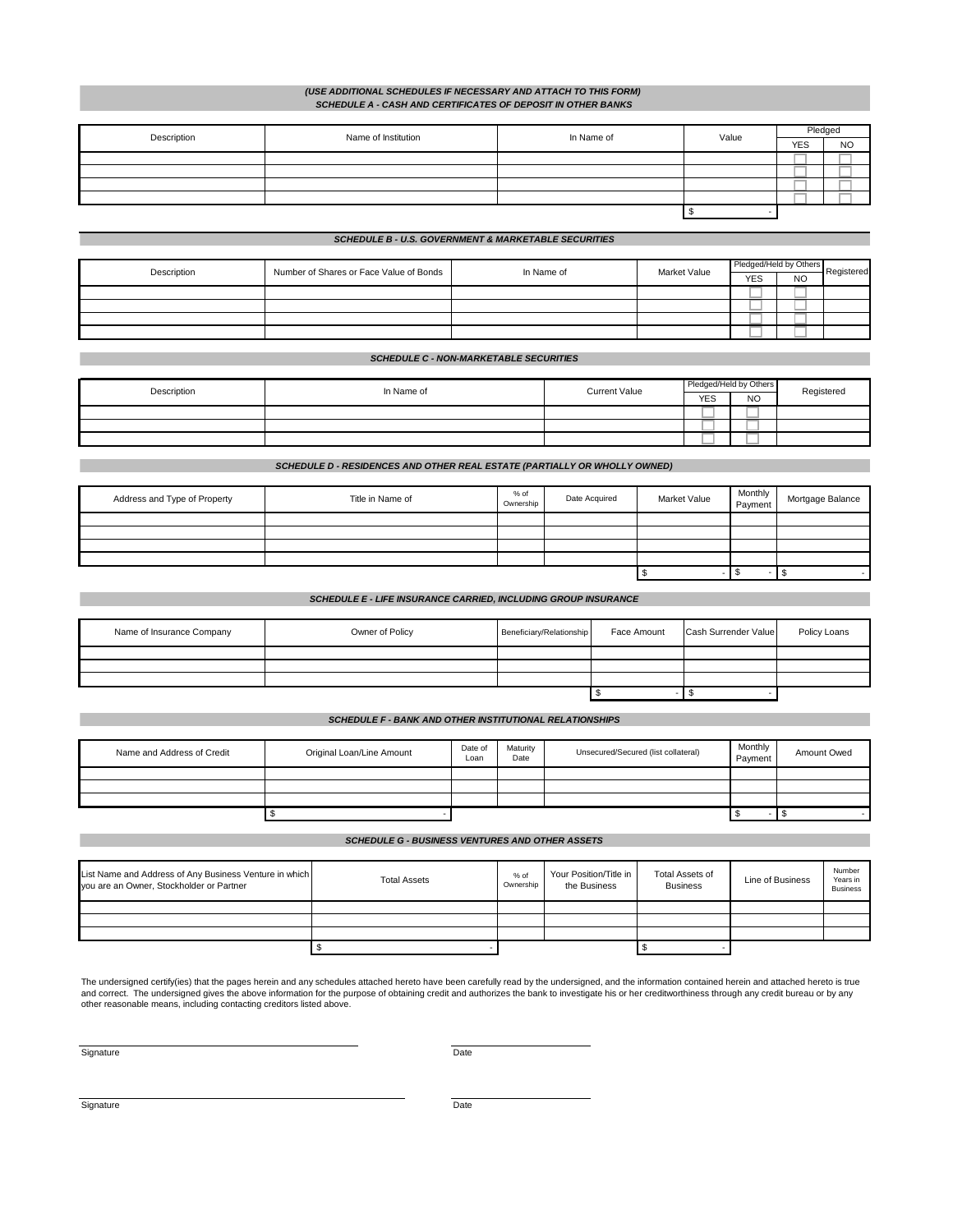***(USE ADDITIONAL SCHEDULES IF NECESSARY AND ATTACH TO THIS FORM)***

***SCHEDULE A - CASH AND CERTIFICATES OF DEPOSIT IN OTHER BANKS***

| Description | Name of Institution | In Name of | Value | Pledged | |
|---|---|---|---|---|---|
| | | | | YES | NO |
| | | | | ☐ | ☐ |
| | | | | ☐ | ☐ |
| | | | | ☐ | ☐ |
| | | | | ☐ | ☐ |
| | | | $ - | | |

***SCHEDULE B - U.S. GOVERNMENT & MARKETABLE SECURITIES***

| Description | Number of Shares or Face Value of Bonds | In Name of | Market Value | Pledged/Held by Others | | Registered |
|---|---|---|---|---|---|---|
| | | | | YES | NO | |
| | | | | ☐ | ☐ | |
| | | | | ☐ | ☐ | |
| | | | | ☐ | ☐ | |
| | | | | ☐ | ☐ | |

***SCHEDULE C - NON-MARKETABLE SECURITIES***

| Description | In Name of | Current Value | Pledged/Held by Others | | Registered |
|---|---|---|---|---|---|
| | | | YES | NO | |
| | | | ☐ | ☐ | |
| | | | ☐ | ☐ | |
| | | | ☐ | ☐ | |

***SCHEDULE D - RESIDENCES AND OTHER REAL ESTATE (PARTIALLY OR WHOLLY OWNED)***

| Address and Type of Property | Title in Name of | % of Ownership | Date Acquired | Market Value | Monthly Payment | Mortgage Balance |
|---|---|---|---|---|---|---|
| | | | | | | |
| | | | | | | |
| | | | | | | |
| | | | | | | |
| | | | | $ - | $ - | $ - |

***SCHEDULE E - LIFE INSURANCE CARRIED, INCLUDING GROUP INSURANCE***

| Name of Insurance Company | Owner of Policy | Beneficiary/Relationship | Face Amount | Cash Surrender Value | Policy Loans |
|---|---|---|---|---|---|
| | | | | | |
| | | | | | |
| | | | | | |
| | | | $ - | $ - | |

***SCHEDULE F - BANK AND OTHER INSTITUTIONAL RELATIONSHIPS***

| Name and Address of Credit | Original Loan/Line Amount | Date of Loan | Maturity Date | Unsecured/Secured (list collateral) | Monthly Payment | Amount Owed |
|---|---|---|---|---|---|---|
| | | | | | | |
| | | | | | | |
| | | | | | | |
| | $ - | | | | $ - | $ - |

***SCHEDULE G - BUSINESS VENTURES AND OTHER ASSETS***

| List Name and Address of Any Business Venture in which you are an Owner, Stockholder or Partner | Total Assets | % of Ownership | Your Position/Title in the Business | Total Assets of Business | Line of Business | Number Years in Business |
|---|---|---|---|---|---|---|
| | | | | | | |
| | | | | | | |
| | | | | | | |
| | $ - | | | $ - | | |

The undersigned certify(ies) that the pages herein and any schedules attached hereto have been carefully read by the undersigned, and the information contained herein and attached hereto is true and correct. The undersigned gives the above information for the purpose of obtaining credit and authorizes the bank to investigate his or her creditworthiness through any credit bureau or by any other reasonable means, including contacting creditors listed above.

Signature ____________________ Date ____________

Signature ____________________ Date ____________